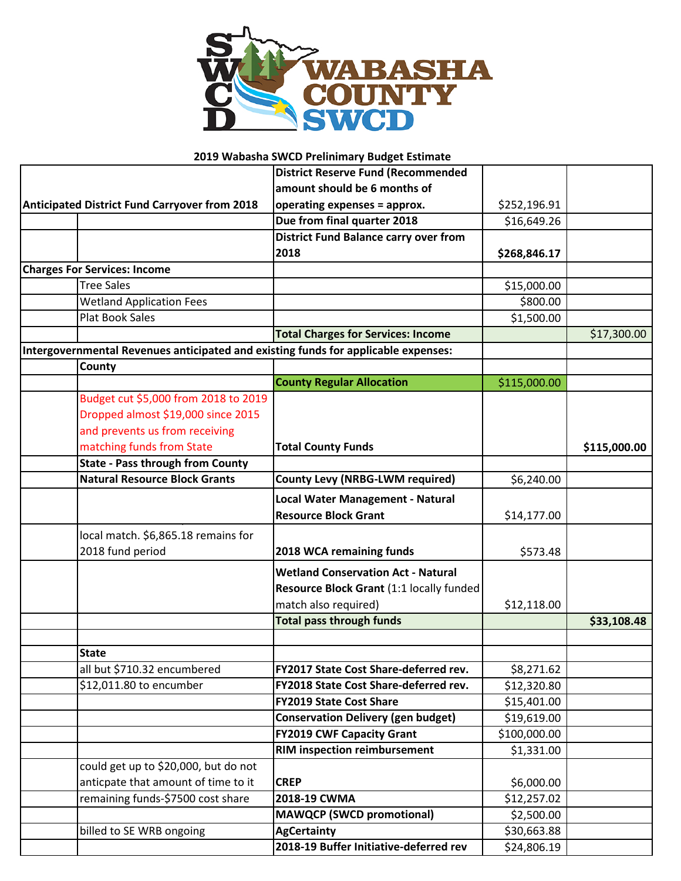# 2019 Wabasha SWCD Preliminary Budget Estimate

| | | | | |
|---|---|---|---|---|
| **Anticipated District Fund Carryover from 2018** | | **District Reserve Fund (Recommended amount should be 6 months of operating expenses = approx.** | $252,196.91 | |
| | | **Due from final quarter 2018** | $16,649.26 | |
| | | **District Fund Balance carry over from 2018** | **$268,846.17** | |
| **Charges For Services: Income** | | | | |
| | Tree Sales | | $15,000.00 | |
| | Wetland Application Fees | | $800.00 | |
| | Plat Book Sales | | $1,500.00 | |
| | | **Total Charges for Services: Income** | | $17,300.00 |
| **Intergovernmental Revenues anticipated and existing funds for applicable expenses:** | | | | |
| | **County** | | | |
| | | **County Regular Allocation** | $115,000.00 | |
| | Budget cut $5,000 from 2018 to 2019 Dropped almost $19,000 since 2015 and prevents us from receiving matching funds from State | **Total County Funds** | | **$115,000.00** |
| | **State - Pass through from County** | | | |
| | **Natural Resource Block Grants** | **County Levy (NRBG-LWM required)** | $6,240.00 | |
| | | **Local Water Management - Natural Resource Block Grant** | $14,177.00 | |
| | local match. $6,865.18 remains for 2018 fund period | **2018 WCA remaining funds** | $573.48 | |
| | | **Wetland Conservation Act - Natural Resource Block Grant** (1:1 locally funded match also required) | $12,118.00 | |
| | | **Total pass through funds** | | **$33,108.48** |
| | | | | |
| | **State** | | | |
| | all but $710.32 encumbered | **FY2017 State Cost Share-deferred rev.** | $8,271.62 | |
| | $12,011.80 to encumber | **FY2018 State Cost Share-deferred rev.** | $12,320.80 | |
| | | **FY2019 State Cost Share** | $15,401.00 | |
| | | **Conservation Delivery (gen budget)** | $19,619.00 | |
| | | **FY2019 CWF Capacity Grant** | $100,000.00 | |
| | | **RIM inspection reimbursement** | $1,331.00 | |
| | could get up to $20,000, but do not anticpate that amount of time to it | **CREP** | $6,000.00 | |
| | remaining funds-$7500 cost share | **2018-19 CWMA** | $12,257.02 | |
| | | **MAWQCP (SWCD promotional)** | $2,500.00 | |
| | billed to SE WRB ongoing | **AgCertainty** | $30,663.88 | |
| | | **2018-19 Buffer Initiative-deferred rev** | $24,806.19 | |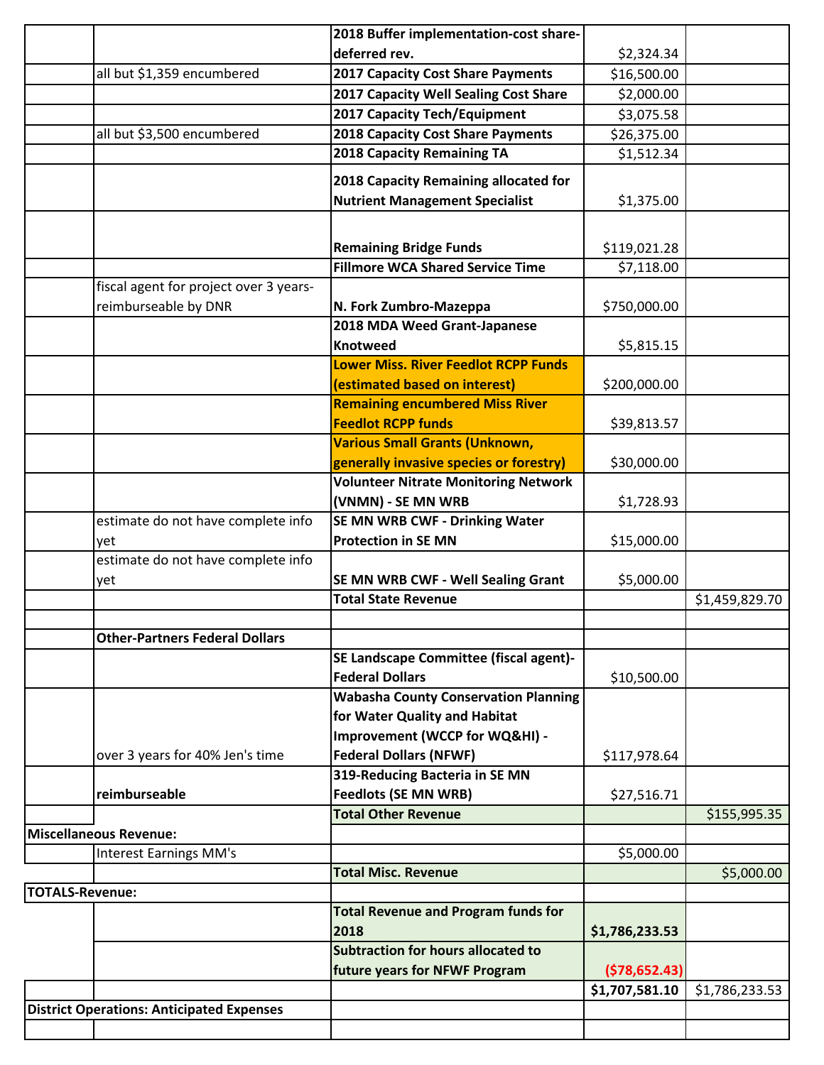| | | | | |
|---|---|---|---|---|
| | | **2018 Buffer implementation-cost share-deferred rev.** | $2,324.34 | |
| | all but $1,359 encumbered | **2017 Capacity Cost Share Payments** | $16,500.00 | |
| | | **2017 Capacity Well Sealing Cost Share** | $2,000.00 | |
| | | **2017 Capacity Tech/Equipment** | $3,075.58 | |
| | all but $3,500 encumbered | **2018 Capacity Cost Share Payments** | $26,375.00 | |
| | | **2018 Capacity Remaining TA** | $1,512.34 | |
| | | **2018 Capacity Remaining allocated for Nutrient Management Specialist** | $1,375.00 | |
| | | **Remaining Bridge Funds** | $119,021.28 | |
| | | **Fillmore WCA Shared Service Time** | $7,118.00 | |
| | fiscal agent for project over 3 years-reimburseable by DNR | **N. Fork Zumbro-Mazeppa** | $750,000.00 | |
| | | **2018 MDA Weed Grant-Japanese Knotweed** | $5,815.15 | |
| | | **Lower Miss. River Feedlot RCPP Funds (estimated based on interest)** | $200,000.00 | |
| | | **Remaining encumbered Miss River Feedlot RCPP funds** | $39,813.57 | |
| | | **Various Small Grants (Unknown, generally invasive species or forestry)** | $30,000.00 | |
| | | **Volunteer Nitrate Monitoring Network (VNMN) - SE MN WRB** | $1,728.93 | |
| | estimate do not have complete info yet | **SE MN WRB CWF - Drinking Water Protection in SE MN** | $15,000.00 | |
| | estimate do not have complete info yet | **SE MN WRB CWF - Well Sealing Grant** | $5,000.00 | |
| | | **Total State Revenue** | | $1,459,829.70 |
| | | | | |
| | **Other-Partners Federal Dollars** | | | |
| | | **SE Landscape Committee (fiscal agent)-Federal Dollars** | $10,500.00 | |
| | over 3 years for 40% Jen's time | **Wabasha County Conservation Planning for Water Quality and Habitat Improvement (WCCP for WQ&HI) - Federal Dollars (NFWF)** | $117,978.64 | |
| | **reimburseable** | **319-Reducing Bacteria in SE MN Feedlots (SE MN WRB)** | $27,516.71 | |
| | | **Total Other Revenue** | | $155,995.35 |
| **Miscellaneous Revenue:** | | | | |
| | Interest Earnings MM's | | $5,000.00 | |
| | | **Total Misc. Revenue** | | $5,000.00 |
| **TOTALS-Revenue:** | | | | |
| | | **Total Revenue and Program funds for 2018** | **$1,786,233.53** | |
| | | **Subtraction for hours allocated to future years for NFWF Program** | **($78,652.43)** | |
| | | | **$1,707,581.10** | $1,786,233.53 |
| **District Operations: Anticipated Expenses** | | | | |
| | | | | |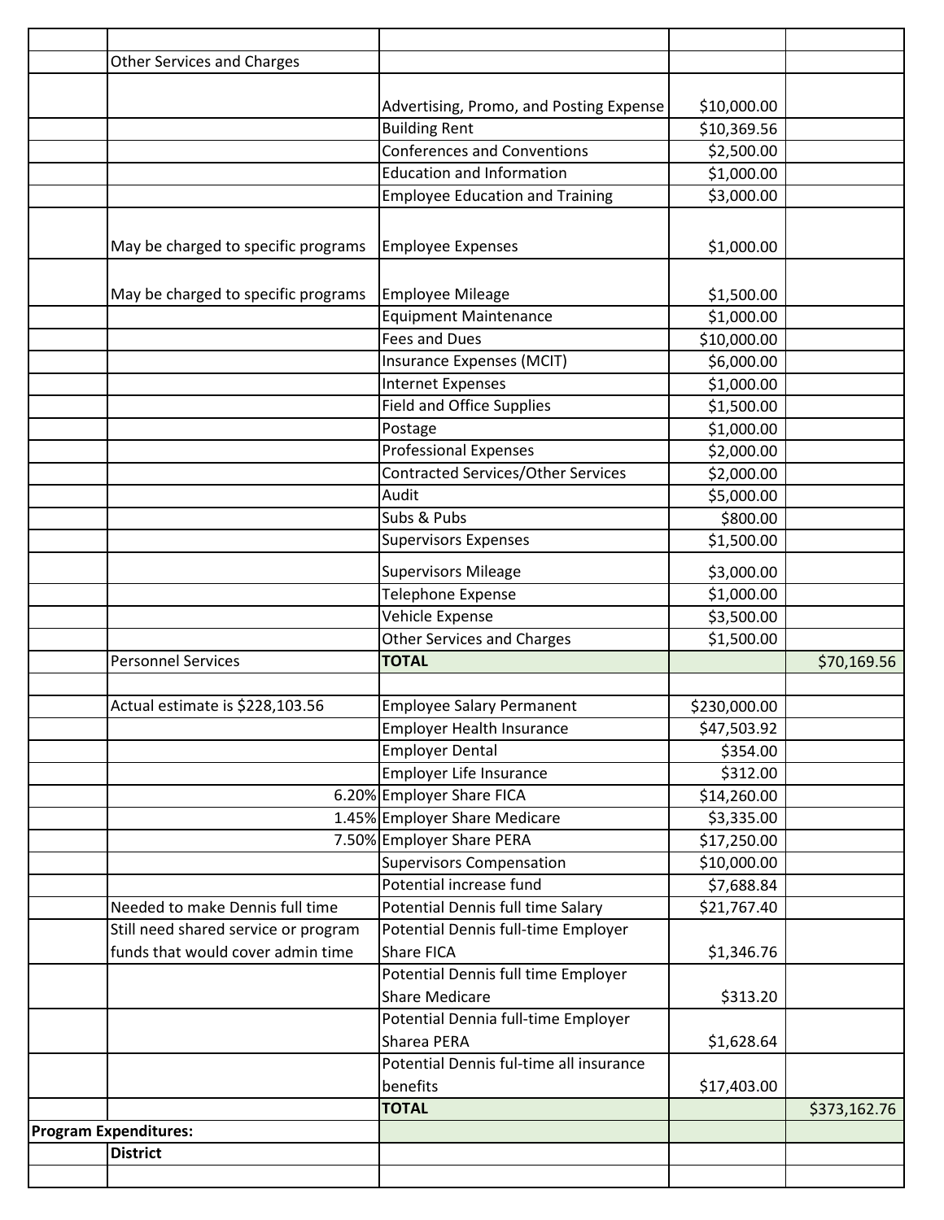| | | | | |
|---|---|---|---|---|
| | Other Services and Charges | | | |
| | | Advertising, Promo, and Posting Expense | $10,000.00 | |
| | | Building Rent | $10,369.56 | |
| | | Conferences and Conventions | $2,500.00 | |
| | | Education and Information | $1,000.00 | |
| | | Employee Education and Training | $3,000.00 | |
| | May be charged to specific programs | Employee Expenses | $1,000.00 | |
| | May be charged to specific programs | Employee Mileage | $1,500.00 | |
| | | Equipment Maintenance | $1,000.00 | |
| | | Fees and Dues | $10,000.00 | |
| | | Insurance Expenses (MCIT) | $6,000.00 | |
| | | Internet Expenses | $1,000.00 | |
| | | Field and Office Supplies | $1,500.00 | |
| | | Postage | $1,000.00 | |
| | | Professional Expenses | $2,000.00 | |
| | | Contracted Services/Other Services | $2,000.00 | |
| | | Audit | $5,000.00 | |
| | | Subs & Pubs | $800.00 | |
| | | Supervisors Expenses | $1,500.00 | |
| | | Supervisors Mileage | $3,000.00 | |
| | | Telephone Expense | $1,000.00 | |
| | | Vehicle Expense | $3,500.00 | |
| | | Other Services and Charges | $1,500.00 | |
| | Personnel Services | **TOTAL** | | $70,169.56 |
| | | | | |
| | Actual estimate is $228,103.56 | Employee Salary Permanent | $230,000.00 | |
| | | Employer Health Insurance | $47,503.92 | |
| | | Employer Dental | $354.00 | |
| | | Employer Life Insurance | $312.00 | |
| | 6.20% | Employer Share FICA | $14,260.00 | |
| | 1.45% | Employer Share Medicare | $3,335.00 | |
| | 7.50% | Employer Share PERA | $17,250.00 | |
| | | Supervisors Compensation | $10,000.00 | |
| | | Potential increase fund | $7,688.84 | |
| | Needed to make Dennis full time | Potential Dennis full time Salary | $21,767.40 | |
| | Still need shared service or program funds that would cover admin time | Potential Dennis full-time Employer Share FICA | $1,346.76 | |
| | | Potential Dennis full time Employer Share Medicare | $313.20 | |
| | | Potential Dennia full-time Employer Sharea PERA | $1,628.64 | |
| | | Potential Dennis ful-time all insurance benefits | $17,403.00 | |
| | | **TOTAL** | | $373,162.76 |
| **Program Expenditures:** | | | | |
| | **District** | | | |
| | | | | |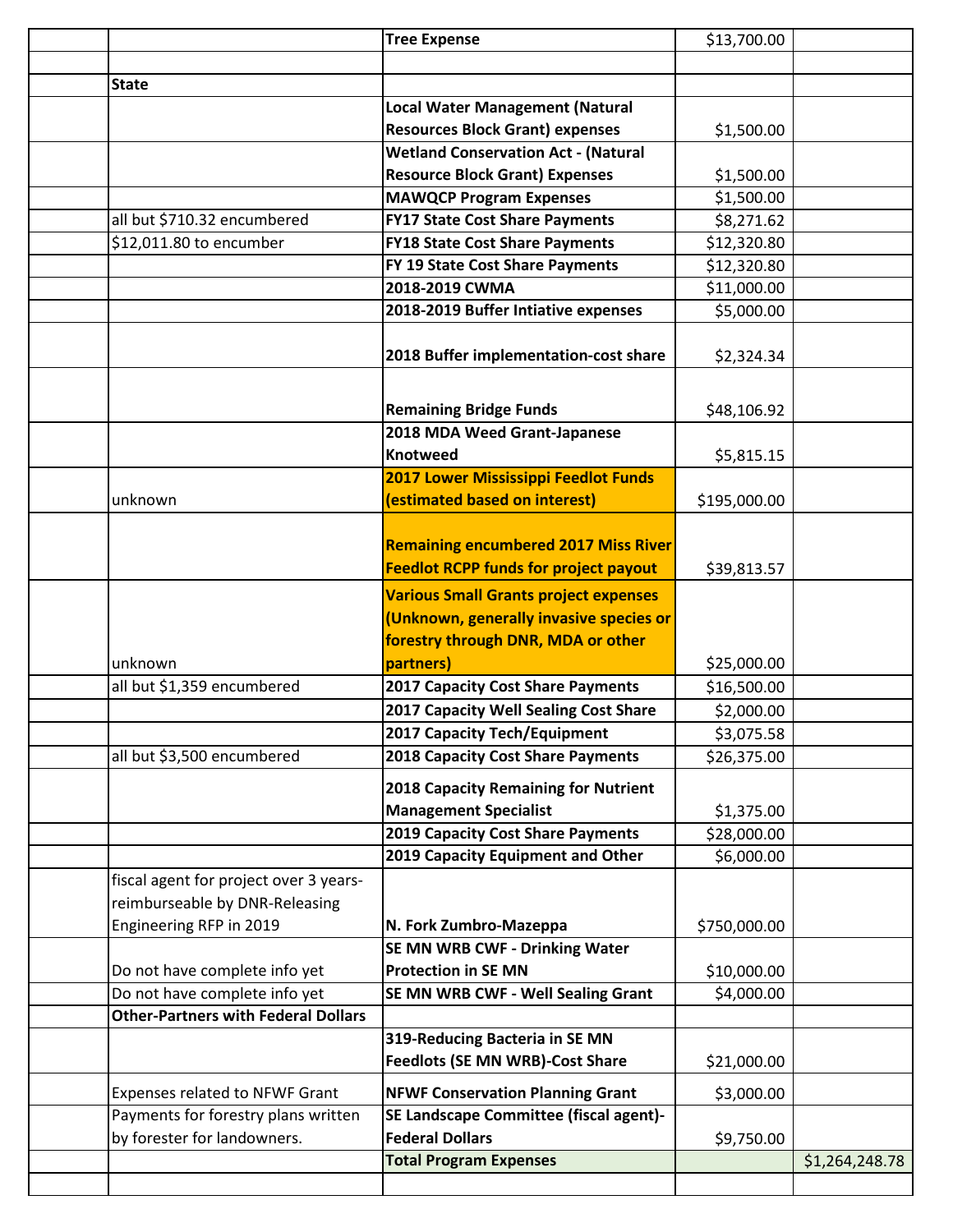|  |  |  |  |  |
|---|---|---|---|---|
|  |  | **Tree Expense** | $13,700.00 |  |
|  |  |  |  |  |
|  | **State** |  |  |  |
|  |  | **Local Water Management (Natural Resources Block Grant) expenses** | $1,500.00 |  |
|  |  | **Wetland Conservation Act - (Natural Resource Block Grant) Expenses** | $1,500.00 |  |
|  |  | **MAWQCP Program Expenses** | $1,500.00 |  |
|  | all but $710.32 encumbered | **FY17 State Cost Share Payments** | $8,271.62 |  |
|  | $12,011.80 to encumber | **FY18 State Cost Share Payments** | $12,320.80 |  |
|  |  | **FY 19 State Cost Share Payments** | $12,320.80 |  |
|  |  | **2018-2019 CWMA** | $11,000.00 |  |
|  |  | **2018-2019 Buffer Intiative expenses** | $5,000.00 |  |
|  |  | **2018 Buffer implementation-cost share** | $2,324.34 |  |
|  |  | **Remaining Bridge Funds** | $48,106.92 |  |
|  |  | **2018 MDA Weed Grant-Japanese Knotweed** | $5,815.15 |  |
|  | unknown | **2017 Lower Mississippi Feedlot Funds (estimated based on interest)** | $195,000.00 |  |
|  |  | **Remaining encumbered 2017 Miss River Feedlot RCPP funds for project payout** | $39,813.57 |  |
|  | unknown | **Various Small Grants project expenses (Unknown, generally invasive species or forestry through DNR, MDA or other partners)** | $25,000.00 |  |
|  | all but $1,359 encumbered | **2017 Capacity Cost Share Payments** | $16,500.00 |  |
|  |  | **2017 Capacity Well Sealing Cost Share** | $2,000.00 |  |
|  |  | **2017 Capacity Tech/Equipment** | $3,075.58 |  |
|  | all but $3,500 encumbered | **2018 Capacity Cost Share Payments** | $26,375.00 |  |
|  |  | **2018 Capacity Remaining for Nutrient Management Specialist** | $1,375.00 |  |
|  |  | **2019 Capacity Cost Share Payments** | $28,000.00 |  |
|  |  | **2019 Capacity Equipment and Other** | $6,000.00 |  |
|  | fiscal agent for project over 3 years-reimburseable by DNR-Releasing Engineering RFP in 2019 | **N. Fork Zumbro-Mazeppa** | $750,000.00 |  |
|  | Do not have complete info yet | **SE MN WRB CWF - Drinking Water Protection in SE MN** | $10,000.00 |  |
|  | Do not have complete info yet | **SE MN WRB CWF - Well Sealing Grant** | $4,000.00 |  |
|  | **Other-Partners with Federal Dollars** |  |  |  |
|  |  | **319-Reducing Bacteria in SE MN Feedlots (SE MN WRB)-Cost Share** | $21,000.00 |  |
|  | Expenses related to NFWF Grant | **NFWF Conservation Planning Grant** | $3,000.00 |  |
|  | Payments for forestry plans written by forester for landowners. | **SE Landscape Committee (fiscal agent)-Federal Dollars** | $9,750.00 |  |
|  |  | **Total Program Expenses** |  | $1,264,248.78 |
|  |  |  |  |  |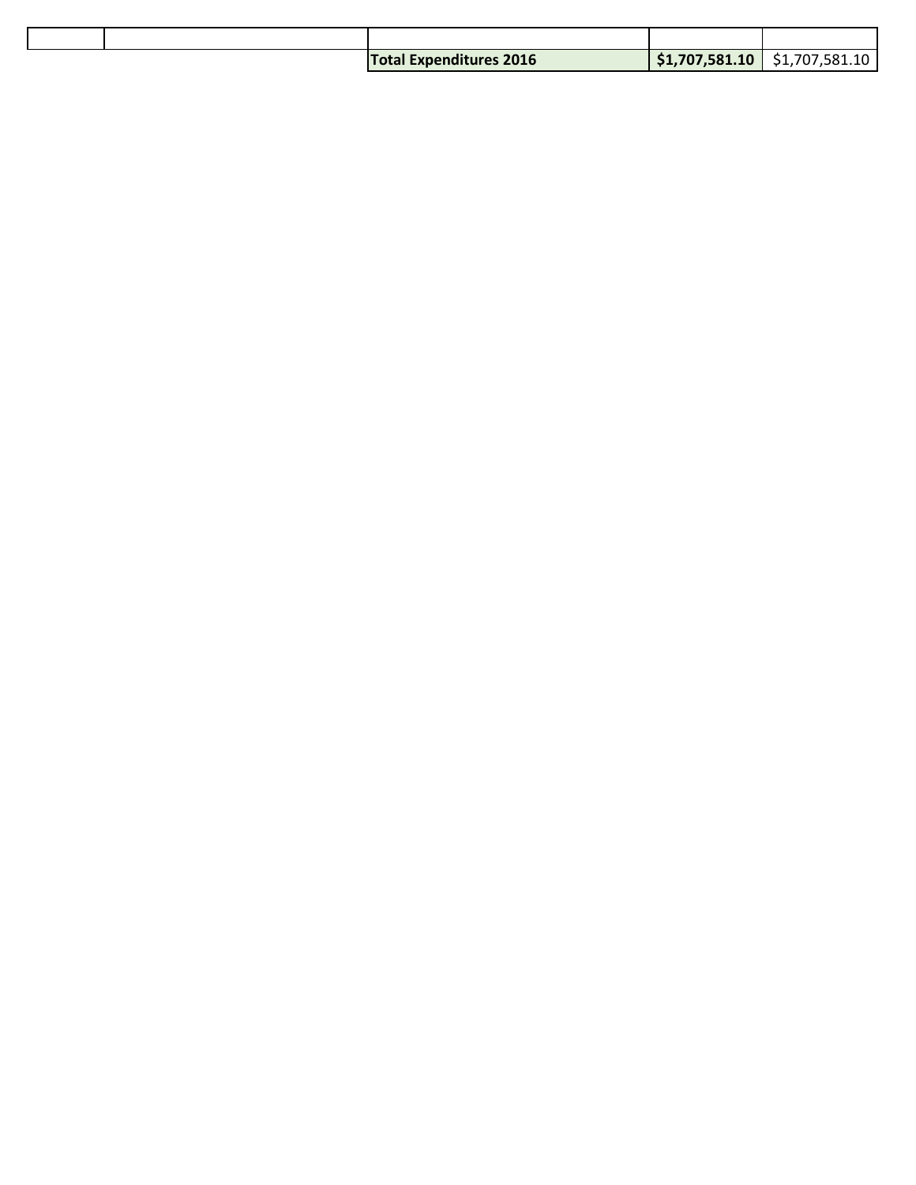| | | | | |
|---|---|---|---|---|
| | | | | |
| | | **Total Expenditures 2016** | **$1,707,581.10** | $1,707,581.10 |